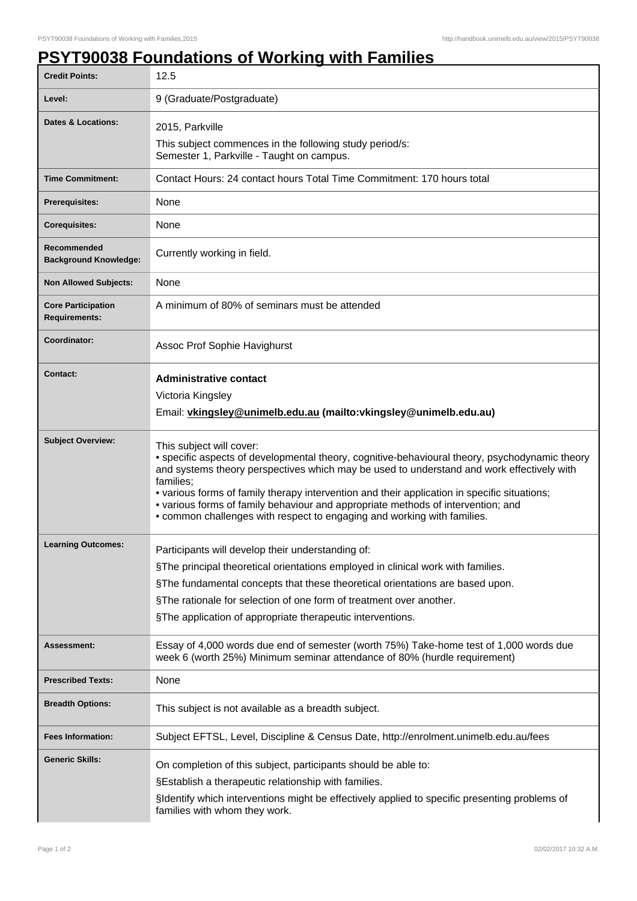# PSYT90038 Foundations of Working with Families

| | |
|---|---|
| **Credit Points:** | 12.5 |
| **Level:** | 9 (Graduate/Postgraduate) |
| **Dates & Locations:** | 2015, Parkville<br>This subject commences in the following study period/s:<br>Semester 1, Parkville - Taught on campus. |
| **Time Commitment:** | Contact Hours: 24 contact hours Total Time Commitment: 170 hours total |
| **Prerequisites:** | None |
| **Corequisites:** | None |
| **Recommended Background Knowledge:** | Currently working in field. |
| **Non Allowed Subjects:** | None |
| **Core Participation Requirements:** | A minimum of 80% of seminars must be attended |
| **Coordinator:** | Assoc Prof Sophie Havighurst |
| **Contact:** | **Administrative contact**<br>Victoria Kingsley<br>Email: **vkingsley@unimelb.edu.au (mailto:vkingsley@unimelb.edu.au)** |
| **Subject Overview:** | This subject will cover:<br>• specific aspects of developmental theory, cognitive-behavioural theory, psychodynamic theory and systems theory perspectives which may be used to understand and work effectively with families;<br>• various forms of family therapy intervention and their application in specific situations;<br>• various forms of family behaviour and appropriate methods of intervention; and<br>• common challenges with respect to engaging and working with families. |
| **Learning Outcomes:** | Participants will develop their understanding of:<br>§The principal theoretical orientations employed in clinical work with families.<br>§The fundamental concepts that these theoretical orientations are based upon.<br>§The rationale for selection of one form of treatment over another.<br>§The application of appropriate therapeutic interventions. |
| **Assessment:** | Essay of 4,000 words due end of semester (worth 75%) Take-home test of 1,000 words due week 6 (worth 25%) Minimum seminar attendance of 80% (hurdle requirement) |
| **Prescribed Texts:** | None |
| **Breadth Options:** | This subject is not available as a breadth subject. |
| **Fees Information:** | Subject EFTSL, Level, Discipline & Census Date, http://enrolment.unimelb.edu.au/fees |
| **Generic Skills:** | On completion of this subject, participants should be able to:<br>§Establish a therapeutic relationship with families.<br>§Identify which interventions might be effectively applied to specific presenting problems of families with whom they work. |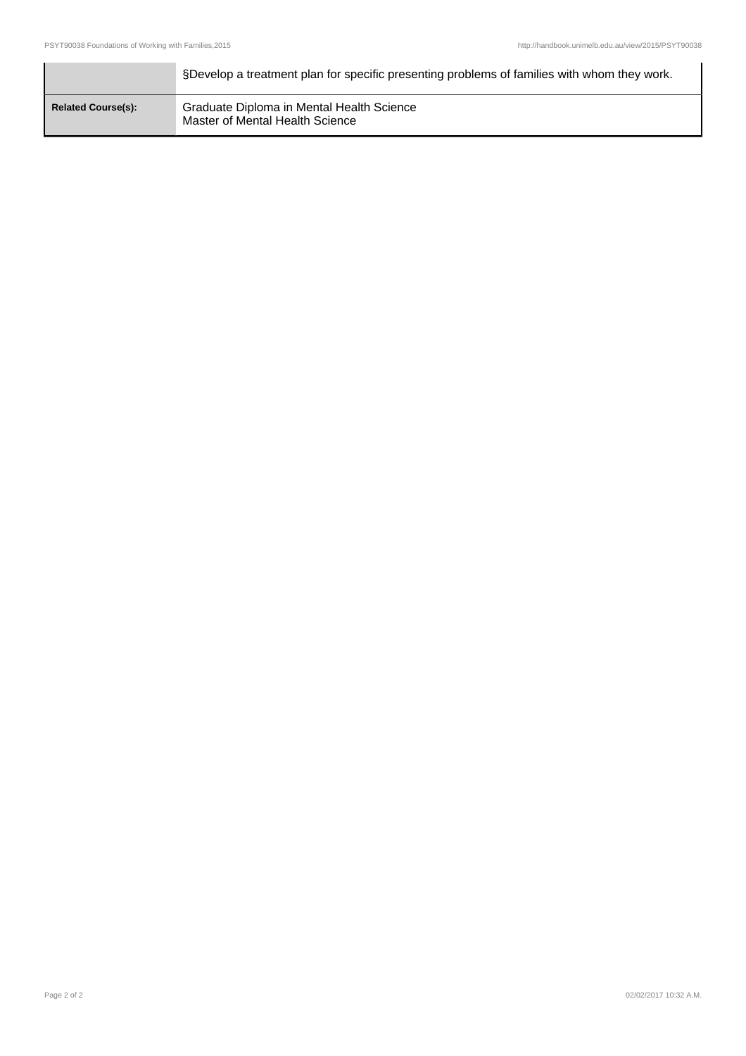| | |
|---|---|
| | §Develop a treatment plan for specific presenting problems of families with whom they work. |
| **Related Course(s):** | Graduate Diploma in Mental Health Science<br>Master of Mental Health Science |